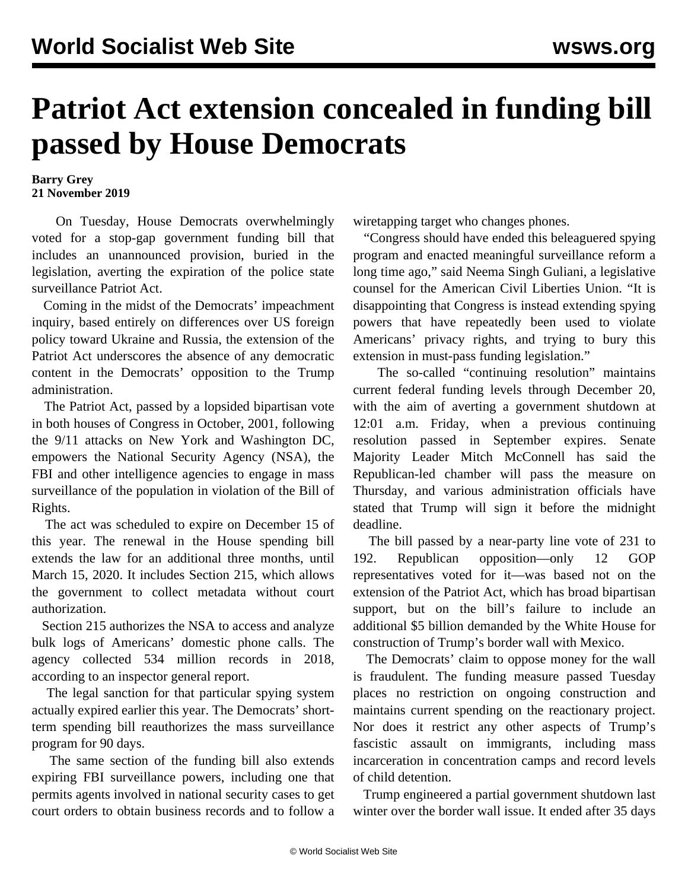# Patriot Act extension concealed in funding bill passed by House Democrats

**Barry Grey**
**21 November 2019**

On Tuesday, House Democrats overwhelmingly voted for a stop-gap government funding bill that includes an unannounced provision, buried in the legislation, averting the expiration of the police state surveillance Patriot Act.

Coming in the midst of the Democrats' impeachment inquiry, based entirely on differences over US foreign policy toward Ukraine and Russia, the extension of the Patriot Act underscores the absence of any democratic content in the Democrats' opposition to the Trump administration.

The Patriot Act, passed by a lopsided bipartisan vote in both houses of Congress in October, 2001, following the 9/11 attacks on New York and Washington DC, empowers the National Security Agency (NSA), the FBI and other intelligence agencies to engage in mass surveillance of the population in violation of the Bill of Rights.

The act was scheduled to expire on December 15 of this year. The renewal in the House spending bill extends the law for an additional three months, until March 15, 2020. It includes Section 215, which allows the government to collect metadata without court authorization.

Section 215 authorizes the NSA to access and analyze bulk logs of Americans' domestic phone calls. The agency collected 534 million records in 2018, according to an inspector general report.

The legal sanction for that particular spying system actually expired earlier this year. The Democrats' short-term spending bill reauthorizes the mass surveillance program for 90 days.

The same section of the funding bill also extends expiring FBI surveillance powers, including one that permits agents involved in national security cases to get court orders to obtain business records and to follow a wiretapping target who changes phones.

"Congress should have ended this beleaguered spying program and enacted meaningful surveillance reform a long time ago," said Neema Singh Guliani, a legislative counsel for the American Civil Liberties Union. "It is disappointing that Congress is instead extending spying powers that have repeatedly been used to violate Americans' privacy rights, and trying to bury this extension in must-pass funding legislation."

The so-called "continuing resolution" maintains current federal funding levels through December 20, with the aim of averting a government shutdown at 12:01 a.m. Friday, when a previous continuing resolution passed in September expires. Senate Majority Leader Mitch McConnell has said the Republican-led chamber will pass the measure on Thursday, and various administration officials have stated that Trump will sign it before the midnight deadline.

The bill passed by a near-party line vote of 231 to 192. Republican opposition—only 12 GOP representatives voted for it—was based not on the extension of the Patriot Act, which has broad bipartisan support, but on the bill's failure to include an additional $5 billion demanded by the White House for construction of Trump's border wall with Mexico.

The Democrats' claim to oppose money for the wall is fraudulent. The funding measure passed Tuesday places no restriction on ongoing construction and maintains current spending on the reactionary project. Nor does it restrict any other aspects of Trump's fascistic assault on immigrants, including mass incarceration in concentration camps and record levels of child detention.

Trump engineered a partial government shutdown last winter over the border wall issue. It ended after 35 days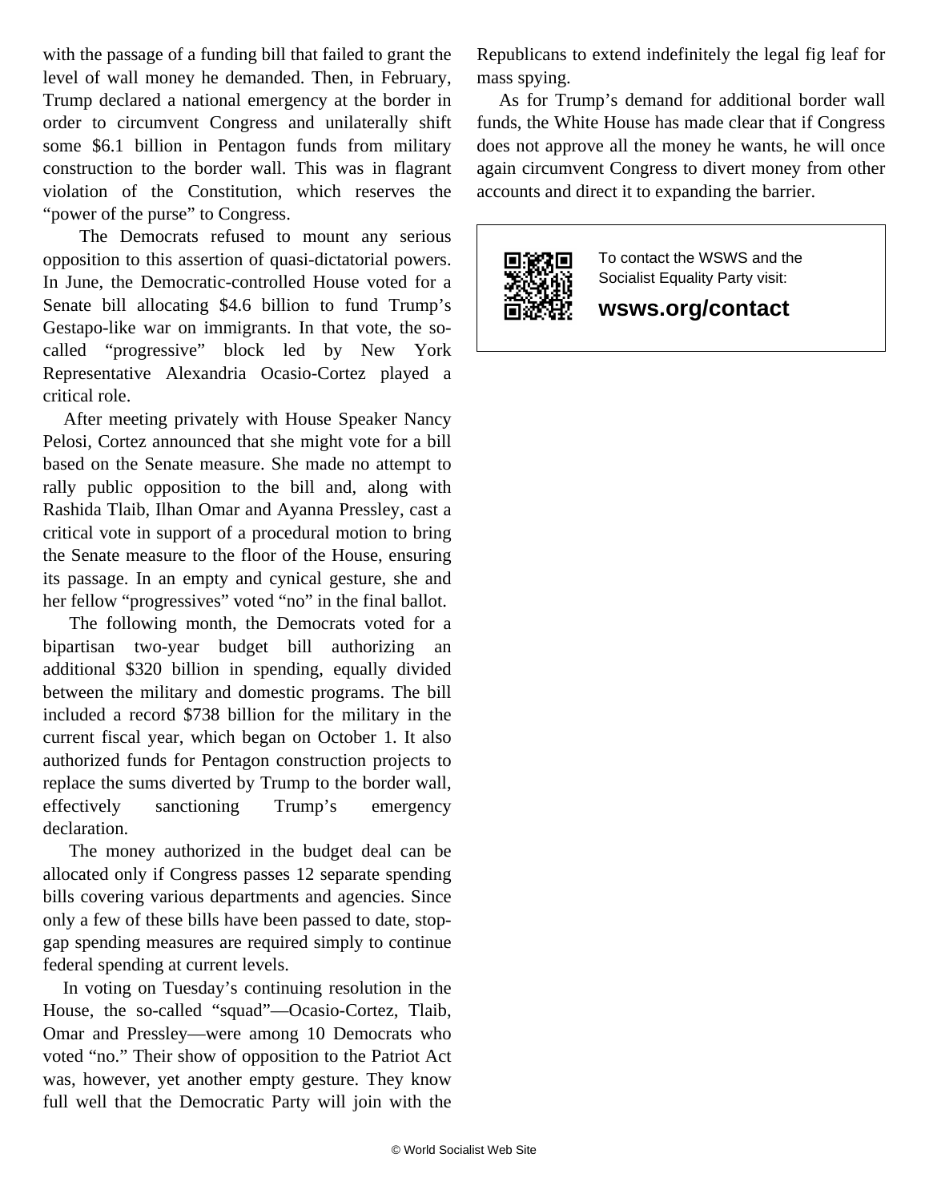with the passage of a funding bill that failed to grant the level of wall money he demanded. Then, in February, Trump declared a national emergency at the border in order to circumvent Congress and unilaterally shift some $6.1 billion in Pentagon funds from military construction to the border wall. This was in flagrant violation of the Constitution, which reserves the "power of the purse" to Congress.

The Democrats refused to mount any serious opposition to this assertion of quasi-dictatorial powers. In June, the Democratic-controlled House voted for a Senate bill allocating $4.6 billion to fund Trump's Gestapo-like war on immigrants. In that vote, the so-called "progressive" block led by New York Representative Alexandria Ocasio-Cortez played a critical role.

After meeting privately with House Speaker Nancy Pelosi, Cortez announced that she might vote for a bill based on the Senate measure. She made no attempt to rally public opposition to the bill and, along with Rashida Tlaib, Ilhan Omar and Ayanna Pressley, cast a critical vote in support of a procedural motion to bring the Senate measure to the floor of the House, ensuring its passage. In an empty and cynical gesture, she and her fellow "progressives" voted "no" in the final ballot.

The following month, the Democrats voted for a bipartisan two-year budget bill authorizing an additional $320 billion in spending, equally divided between the military and domestic programs. The bill included a record $738 billion for the military in the current fiscal year, which began on October 1. It also authorized funds for Pentagon construction projects to replace the sums diverted by Trump to the border wall, effectively sanctioning Trump's emergency declaration.

The money authorized in the budget deal can be allocated only if Congress passes 12 separate spending bills covering various departments and agencies. Since only a few of these bills have been passed to date, stop-gap spending measures are required simply to continue federal spending at current levels.

In voting on Tuesday's continuing resolution in the House, the so-called "squad"—Ocasio-Cortez, Tlaib, Omar and Pressley—were among 10 Democrats who voted "no." Their show of opposition to the Patriot Act was, however, yet another empty gesture. They know full well that the Democratic Party will join with the Republicans to extend indefinitely the legal fig leaf for mass spying.

As for Trump's demand for additional border wall funds, the White House has made clear that if Congress does not approve all the money he wants, he will once again circumvent Congress to divert money from other accounts and direct it to expanding the barrier.

To contact the WSWS and the Socialist Equality Party visit:

**wsws.org/contact**